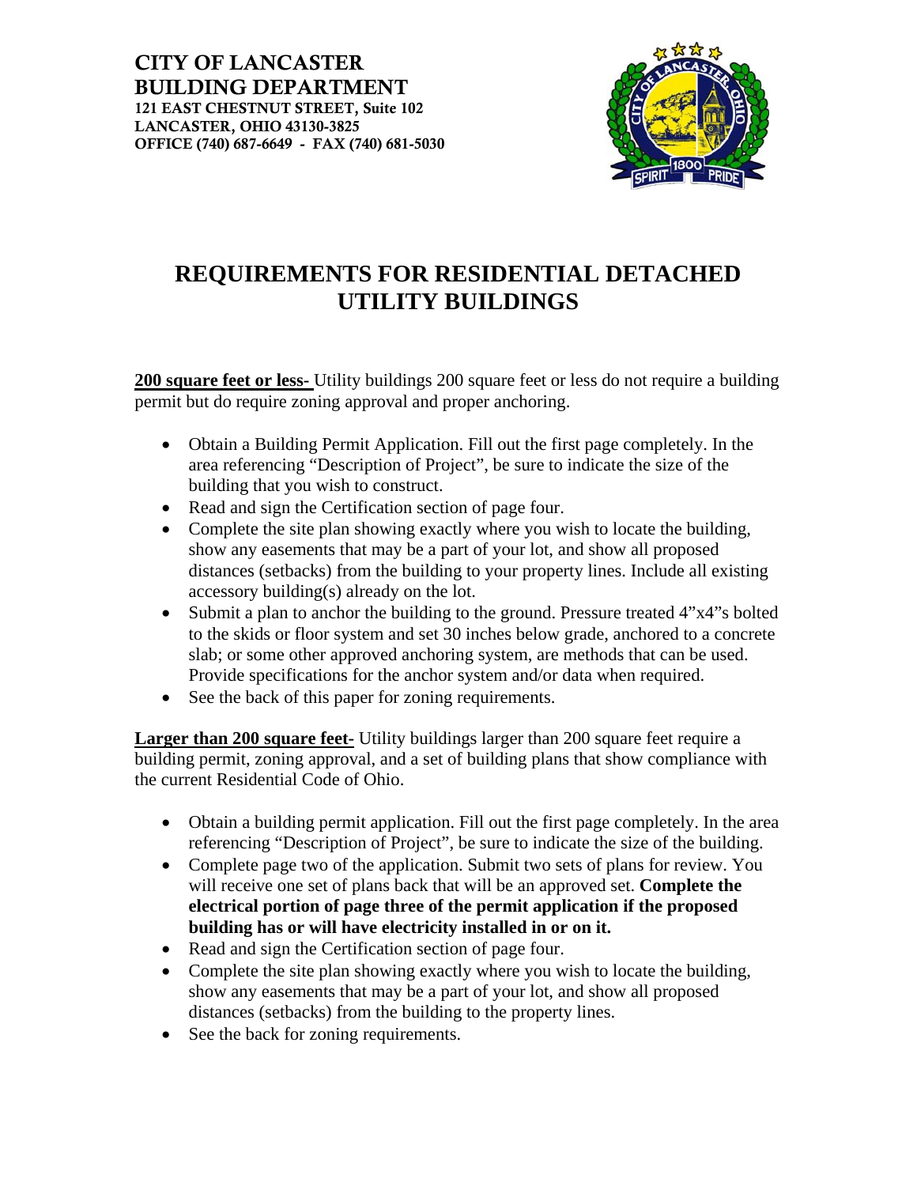**CITY OF LANCASTER**
**BUILDING DEPARTMENT**
**121 EAST CHESTNUT STREET, Suite 102**
**LANCASTER, OHIO 43130-3825**
**OFFICE (740) 687-6649 - FAX (740) 681-5030**

# REQUIREMENTS FOR RESIDENTIAL DETACHED UTILITY BUILDINGS

**200 square feet or less-** Utility buildings 200 square feet or less do not require a building permit but do require zoning approval and proper anchoring.

- Obtain a Building Permit Application. Fill out the first page completely. In the area referencing "Description of Project", be sure to indicate the size of the building that you wish to construct.
- Read and sign the Certification section of page four.
- Complete the site plan showing exactly where you wish to locate the building, show any easements that may be a part of your lot, and show all proposed distances (setbacks) from the building to your property lines. Include all existing accessory building(s) already on the lot.
- Submit a plan to anchor the building to the ground. Pressure treated 4"x4"s bolted to the skids or floor system and set 30 inches below grade, anchored to a concrete slab; or some other approved anchoring system, are methods that can be used. Provide specifications for the anchor system and/or data when required.
- See the back of this paper for zoning requirements.

**Larger than 200 square feet-** Utility buildings larger than 200 square feet require a building permit, zoning approval, and a set of building plans that show compliance with the current Residential Code of Ohio.

- Obtain a building permit application. Fill out the first page completely. In the area referencing "Description of Project", be sure to indicate the size of the building.
- Complete page two of the application. Submit two sets of plans for review. You will receive one set of plans back that will be an approved set. **Complete the electrical portion of page three of the permit application if the proposed building has or will have electricity installed in or on it.**
- Read and sign the Certification section of page four.
- Complete the site plan showing exactly where you wish to locate the building, show any easements that may be a part of your lot, and show all proposed distances (setbacks) from the building to the property lines.
- See the back for zoning requirements.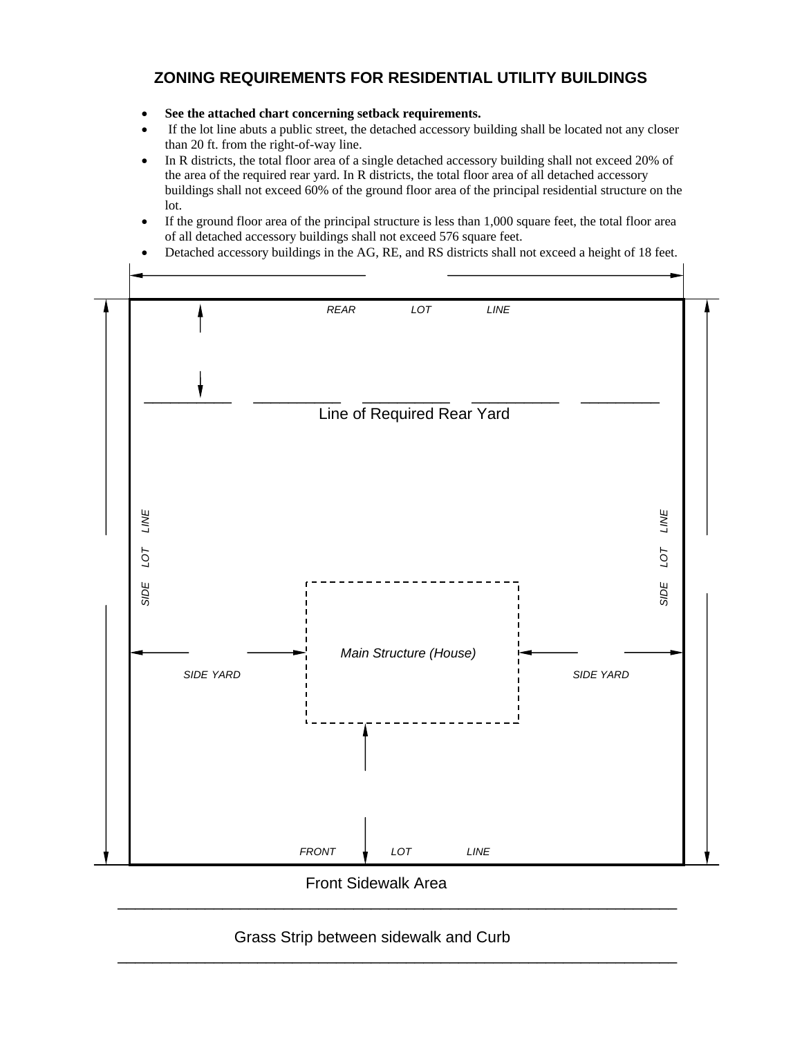## ZONING REQUIREMENTS FOR RESIDENTIAL UTILITY BUILDINGS

- **See the attached chart concerning setback requirements.**
- If the lot line abuts a public street, the detached accessory building shall be located not any closer than 20 ft. from the right-of-way line.
- In R districts, the total floor area of a single detached accessory building shall not exceed 20% of the area of the required rear yard. In R districts, the total floor area of all detached accessory buildings shall not exceed 60% of the ground floor area of the principal residential structure on the lot.
- If the ground floor area of the principal structure is less than 1,000 square feet, the total floor area of all detached accessory buildings shall not exceed 576 square feet.
- Detached accessory buildings in the AG, RE, and RS districts shall not exceed a height of 18 feet.

*REAR LOT LINE*

Line of Required Rear Yard

*SIDE LOT LINE*

*SIDE LOT LINE*

*Main Structure (House)*

*SIDE YARD*

*SIDE YARD*

*FRONT LOT LINE*

Front Sidewalk Area

Grass Strip between sidewalk and Curb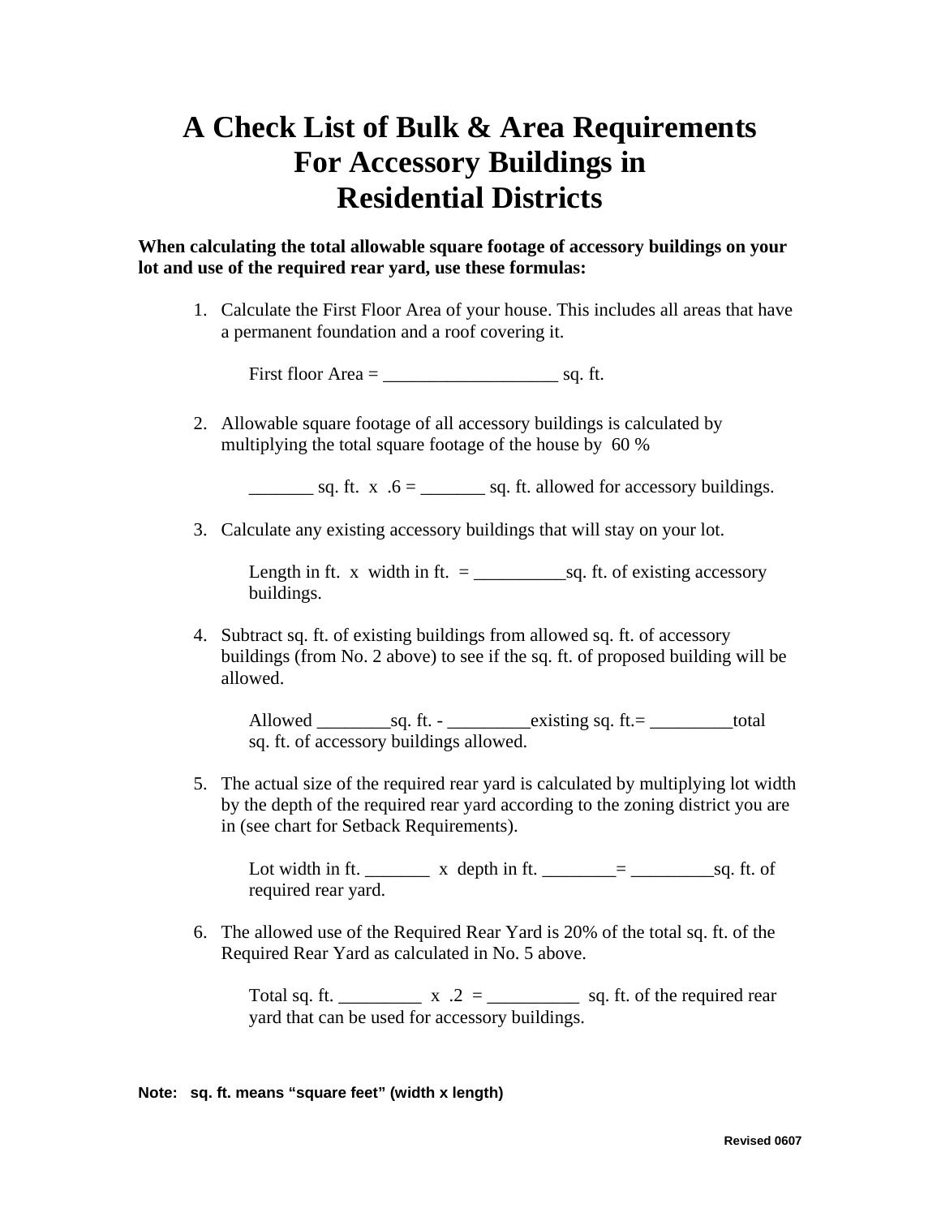# A Check List of Bulk & Area Requirements For Accessory Buildings in Residential Districts

**When calculating the total allowable square footage of accessory buildings on your lot and use of the required rear yard, use these formulas:**

1. Calculate the First Floor Area of your house. This includes all areas that have a permanent foundation and a roof covering it.

   First floor Area = ___________________ sq. ft.

2. Allowable square footage of all accessory buildings is calculated by multiplying the total square footage of the house by 60 %

   _______ sq. ft. x .6 = _______ sq. ft. allowed for accessory buildings.

3. Calculate any existing accessory buildings that will stay on your lot.

   Length in ft. x width in ft. = __________sq. ft. of existing accessory buildings.

4. Subtract sq. ft. of existing buildings from allowed sq. ft. of accessory buildings (from No. 2 above) to see if the sq. ft. of proposed building will be allowed.

   Allowed ________sq. ft. - _________existing sq. ft.= _________total sq. ft. of accessory buildings allowed.

5. The actual size of the required rear yard is calculated by multiplying lot width by the depth of the required rear yard according to the zoning district you are in (see chart for Setback Requirements).

   Lot width in ft. _______ x depth in ft. ________= _________sq. ft. of required rear yard.

6. The allowed use of the Required Rear Yard is 20% of the total sq. ft. of the Required Rear Yard as calculated in No. 5 above.

   Total sq. ft. _________ x .2 = __________ sq. ft. of the required rear yard that can be used for accessory buildings.

**Note: sq. ft. means "square feet" (width x length)**

**Revised 0607**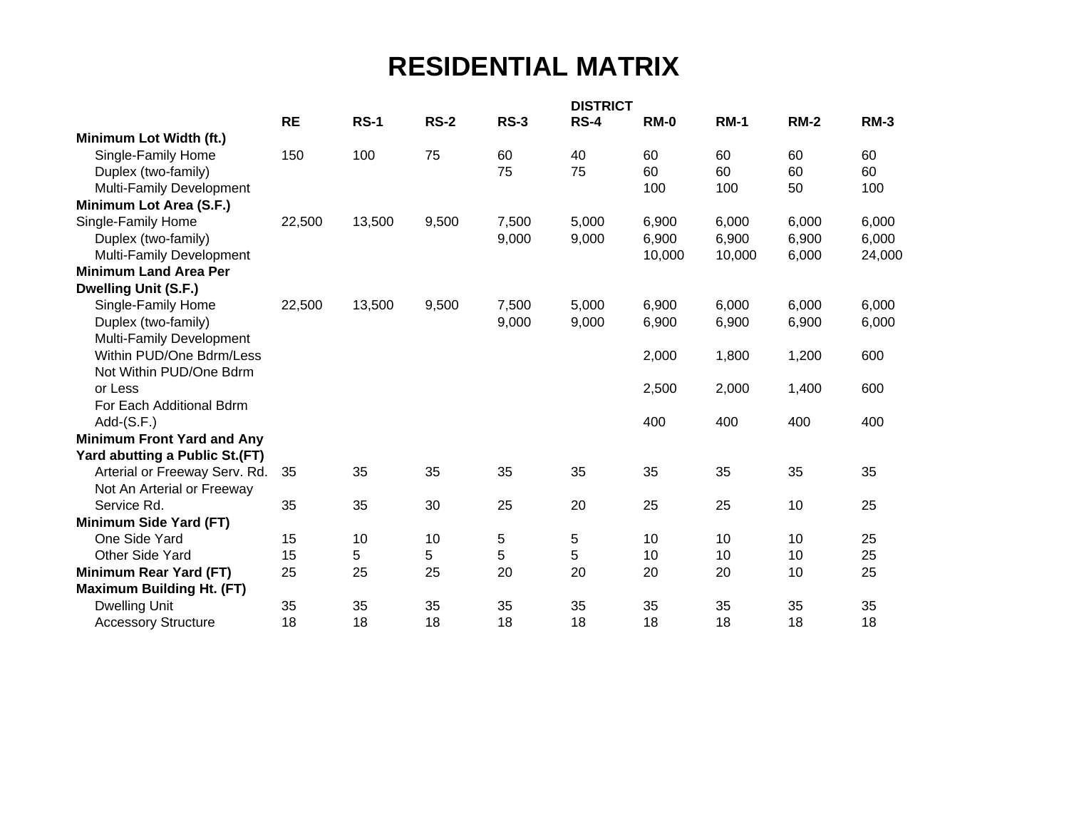# RESIDENTIAL MATRIX

| | DISTRICT | | | | | | | | |
|---|---|---|---|---|---|---|---|---|---|
| | **RE** | **RS-1** | **RS-2** | **RS-3** | **RS-4** | **RM-0** | **RM-1** | **RM-2** | **RM-3** |
| **Minimum Lot Width (ft.)** | | | | | | | | | |
| Single-Family Home | 150 | 100 | 75 | 60 | 40 | 60 | 60 | 60 | 60 |
| Duplex (two-family) | | | | 75 | 75 | 60 | 60 | 60 | 60 |
| Multi-Family Development | | | | | | 100 | 100 | 50 | 100 |
| **Minimum Lot Area (S.F.)** | | | | | | | | | |
| Single-Family Home | 22,500 | 13,500 | 9,500 | 7,500 | 5,000 | 6,900 | 6,000 | 6,000 | 6,000 |
| Duplex (two-family) | | | | 9,000 | 9,000 | 6,900 | 6,900 | 6,900 | 6,000 |
| Multi-Family Development | | | | | | 10,000 | 10,000 | 6,000 | 24,000 |
| **Minimum Land Area Per Dwelling Unit (S.F.)** | | | | | | | | | |
| Single-Family Home | 22,500 | 13,500 | 9,500 | 7,500 | 5,000 | 6,900 | 6,000 | 6,000 | 6,000 |
| Duplex (two-family) | | | | 9,000 | 9,000 | 6,900 | 6,900 | 6,900 | 6,000 |
| Multi-Family Development | | | | | | | | | |
| Within PUD/One Bdrm/Less | | | | | | 2,000 | 1,800 | 1,200 | 600 |
| Not Within PUD/One Bdrm or Less | | | | | | 2,500 | 2,000 | 1,400 | 600 |
| For Each Additional Bdrm Add-(S.F.) | | | | | | 400 | 400 | 400 | 400 |
| **Minimum Front Yard and Any Yard abutting a Public St.(FT)** | | | | | | | | | |
| Arterial or Freeway Serv. Rd. | 35 | 35 | 35 | 35 | 35 | 35 | 35 | 35 | 35 |
| Not An Arterial or Freeway Service Rd. | 35 | 35 | 30 | 25 | 20 | 25 | 25 | 10 | 25 |
| **Minimum Side Yard (FT)** | | | | | | | | | |
| One Side Yard | 15 | 10 | 10 | 5 | 5 | 10 | 10 | 10 | 25 |
| Other Side Yard | 15 | 5 | 5 | 5 | 5 | 10 | 10 | 10 | 25 |
| **Minimum Rear Yard (FT)** | 25 | 25 | 25 | 20 | 20 | 20 | 20 | 10 | 25 |
| **Maximum Building Ht. (FT)** | | | | | | | | | |
| Dwelling Unit | 35 | 35 | 35 | 35 | 35 | 35 | 35 | 35 | 35 |
| Accessory Structure | 18 | 18 | 18 | 18 | 18 | 18 | 18 | 18 | 18 |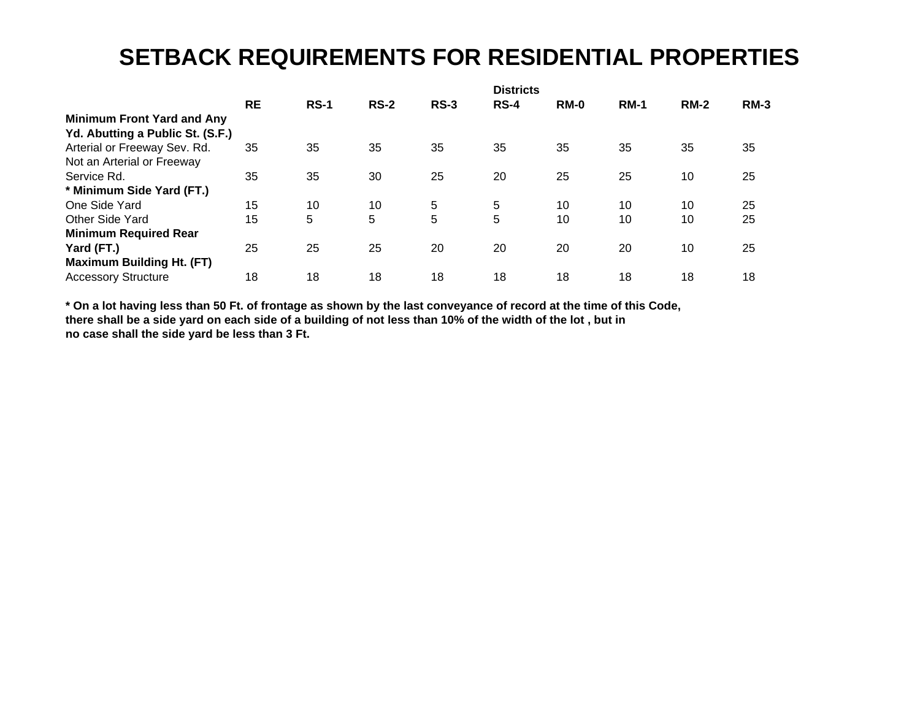# SETBACK REQUIREMENTS FOR RESIDENTIAL PROPERTIES

| | Districts | | | | | | | | |
|---|---|---|---|---|---|---|---|---|---|
| | **RE** | **RS-1** | **RS-2** | **RS-3** | **RS-4** | **RM-0** | **RM-1** | **RM-2** | **RM-3** |
| **Minimum Front Yard and Any Yd. Abutting a Public St. (S.F.)** | | | | | | | | | |
| Arterial or Freeway Sev. Rd. | 35 | 35 | 35 | 35 | 35 | 35 | 35 | 35 | 35 |
| Not an Arterial or Freeway Service Rd. | 35 | 35 | 30 | 25 | 20 | 25 | 25 | 10 | 25 |
| **\* Minimum Side Yard (FT.)** | | | | | | | | | |
| One Side Yard | 15 | 10 | 10 | 5 | 5 | 10 | 10 | 10 | 25 |
| Other Side Yard | 15 | 5 | 5 | 5 | 5 | 10 | 10 | 10 | 25 |
| **Minimum Required Rear Yard (FT.)** | 25 | 25 | 25 | 20 | 20 | 20 | 20 | 10 | 25 |
| **Maximum Building Ht. (FT)** | | | | | | | | | |
| Accessory Structure | 18 | 18 | 18 | 18 | 18 | 18 | 18 | 18 | 18 |

**\* On a lot having less than 50 Ft. of frontage as shown by the last conveyance of record at the time of this Code, there shall be a side yard on each side of a building of not less than 10% of the width of the lot , but in no case shall the side yard be less than 3 Ft.**